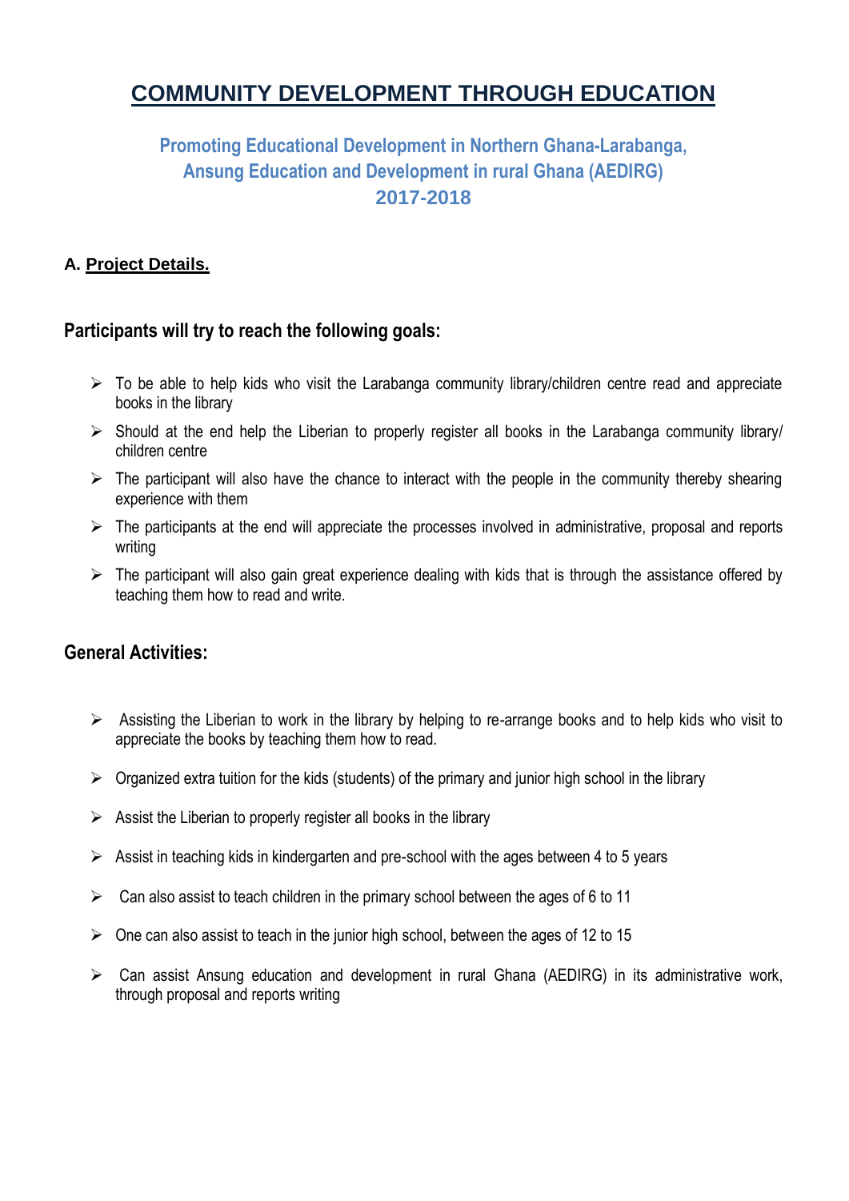# COMMUNITY DEVELOPMENT THROUGH EDUCATION

## Promoting Educational Development in Northern Ghana-Larabanga, Ansung Education and Development in rural Ghana (AEDIRG) 2017-2018

### A. Project Details.

### Participants will try to reach the following goals:

- To be able to help kids who visit the Larabanga community library/children centre read and appreciate books in the library
- Should at the end help the Liberian to properly register all books in the Larabanga community library/ children centre
- The participant will also have the chance to interact with the people in the community thereby shearing experience with them
- The participants at the end will appreciate the processes involved in administrative, proposal and reports writing
- The participant will also gain great experience dealing with kids that is through the assistance offered by teaching them how to read and write.

### General Activities:

- Assisting the Liberian to work in the library by helping to re-arrange books and to help kids who visit to appreciate the books by teaching them how to read.
- Organized extra tuition for the kids (students) of the primary and junior high school in the library
- Assist the Liberian to properly register all books in the library
- Assist in teaching kids in kindergarten and pre-school with the ages between 4 to 5 years
- Can also assist to teach children in the primary school between the ages of 6 to 11
- One can also assist to teach in the junior high school, between the ages of 12 to 15
- Can assist Ansung education and development in rural Ghana (AEDIRG) in its administrative work, through proposal and reports writing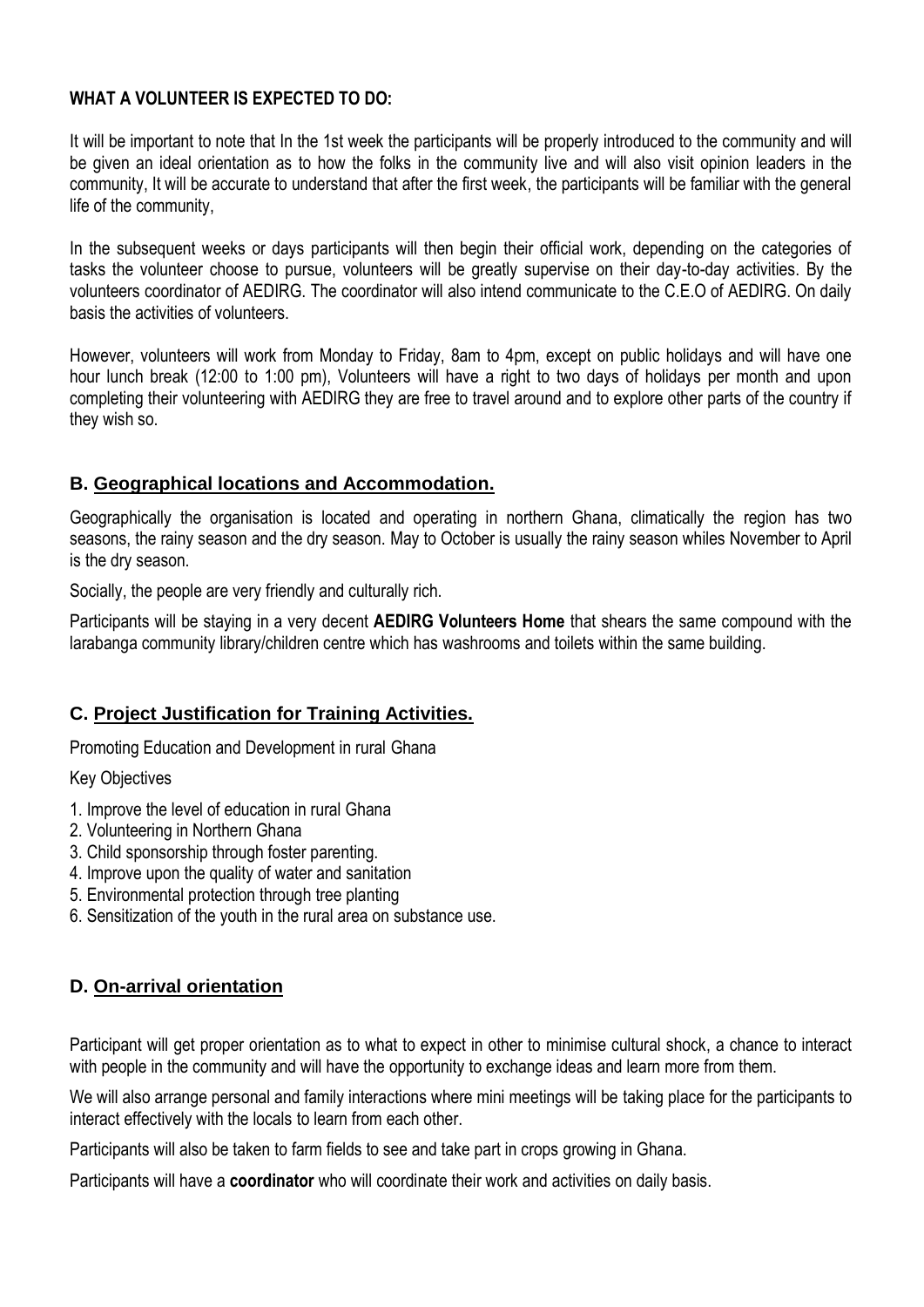**WHAT A VOLUNTEER IS EXPECTED TO DO:**

It will be important to note that In the 1st week the participants will be properly introduced to the community and will be given an ideal orientation as to how the folks in the community live and will also visit opinion leaders in the community, It will be accurate to understand that after the first week, the participants will be familiar with the general life of the community,

In the subsequent weeks or days participants will then begin their official work, depending on the categories of tasks the volunteer choose to pursue, volunteers will be greatly supervise on their day-to-day activities. By the volunteers coordinator of AEDIRG. The coordinator will also intend communicate to the C.E.O of AEDIRG. On daily basis the activities of volunteers.

However, volunteers will work from Monday to Friday, 8am to 4pm, except on public holidays and will have one hour lunch break (12:00 to 1:00 pm), Volunteers will have a right to two days of holidays per month and upon completing their volunteering with AEDIRG they are free to travel around and to explore other parts of the country if they wish so.

## B. Geographical locations and Accommodation.

Geographically the organisation is located and operating in northern Ghana, climatically the region has two seasons, the rainy season and the dry season. May to October is usually the rainy season whiles November to April is the dry season.

Socially, the people are very friendly and culturally rich.

Participants will be staying in a very decent **AEDIRG Volunteers Home** that shears the same compound with the larabanga community library/children centre which has washrooms and toilets within the same building.

## C. Project Justification for Training Activities.

Promoting Education and Development in rural Ghana

Key Objectives

1. Improve the level of education in rural Ghana
2. Volunteering in Northern Ghana
3. Child sponsorship through foster parenting.
4. Improve upon the quality of water and sanitation
5. Environmental protection through tree planting
6. Sensitization of the youth in the rural area on substance use.

## D. On-arrival orientation

Participant will get proper orientation as to what to expect in other to minimise cultural shock, a chance to interact with people in the community and will have the opportunity to exchange ideas and learn more from them.

We will also arrange personal and family interactions where mini meetings will be taking place for the participants to interact effectively with the locals to learn from each other.

Participants will also be taken to farm fields to see and take part in crops growing in Ghana.

Participants will have a **coordinator** who will coordinate their work and activities on daily basis.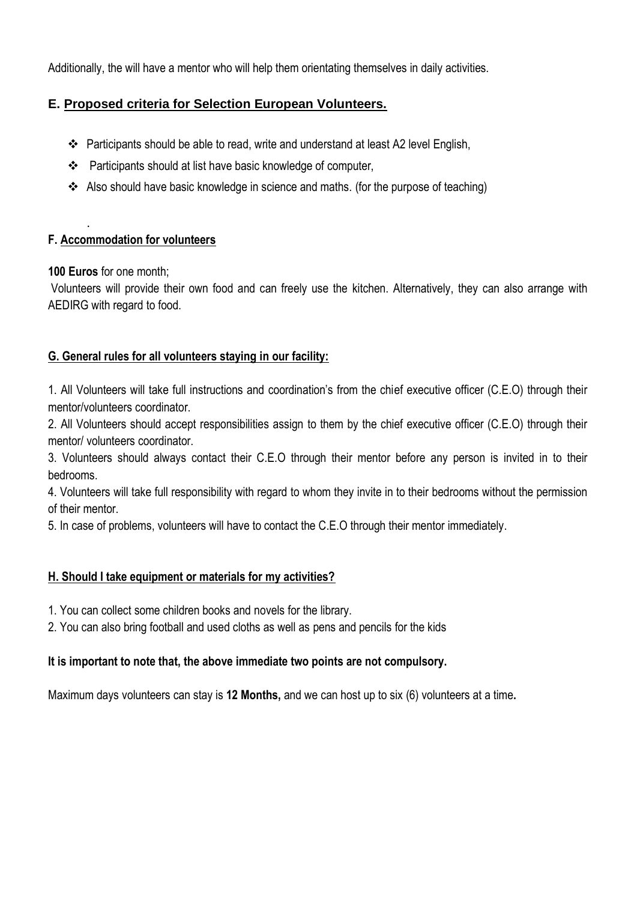Additionally, the will have a mentor who will help them orientating themselves in daily activities.

## E. Proposed criteria for Selection European Volunteers.

- Participants should be able to read, write and understand at least A2 level English,
- Participants should at list have basic knowledge of computer,
- Also should have basic knowledge in science and maths. (for the purpose of teaching)

.

## F. Accommodation for volunteers

**100 Euros** for one month;

Volunteers will provide their own food and can freely use the kitchen. Alternatively, they can also arrange with AEDIRG with regard to food.

## G. General rules for all volunteers staying in our facility:

1. All Volunteers will take full instructions and coordination's from the chief executive officer (C.E.O) through their mentor/volunteers coordinator.
2. All Volunteers should accept responsibilities assign to them by the chief executive officer (C.E.O) through their mentor/ volunteers coordinator.
3. Volunteers should always contact their C.E.O through their mentor before any person is invited in to their bedrooms.
4. Volunteers will take full responsibility with regard to whom they invite in to their bedrooms without the permission of their mentor.
5. In case of problems, volunteers will have to contact the C.E.O through their mentor immediately.

## H. Should I take equipment or materials for my activities?

1. You can collect some children books and novels for the library.
2. You can also bring football and used cloths as well as pens and pencils for the kids

**It is important to note that, the above immediate two points are not compulsory.**

Maximum days volunteers can stay is **12 Months,** and we can host up to six (6) volunteers at a time**.**